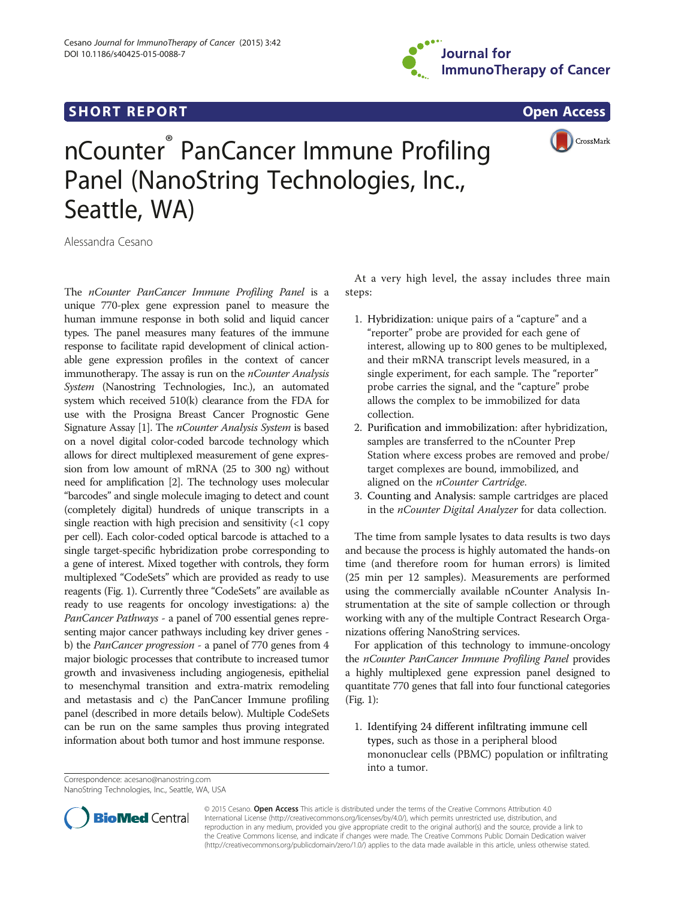**SHORT REPORT** **Open Access**

# nCounter® PanCancer Immune Profiling Panel (NanoString Technologies, Inc., Seattle, WA)

Alessandra Cesano

The *nCounter PanCancer Immune Profiling Panel* is a unique 770-plex gene expression panel to measure the human immune response in both solid and liquid cancer types. The panel measures many features of the immune response to facilitate rapid development of clinical actionable gene expression profiles in the context of cancer immunotherapy. The assay is run on the *nCounter Analysis System* (Nanostring Technologies, Inc.), an automated system which received 510(k) clearance from the FDA for use with the Prosigna Breast Cancer Prognostic Gene Signature Assay [1]. The *nCounter Analysis System* is based on a novel digital color-coded barcode technology which allows for direct multiplexed measurement of gene expression from low amount of mRNA (25 to 300 ng) without need for amplification [2]. The technology uses molecular "barcodes" and single molecule imaging to detect and count (completely digital) hundreds of unique transcripts in a single reaction with high precision and sensitivity (<1 copy per cell). Each color-coded optical barcode is attached to a single target-specific hybridization probe corresponding to a gene of interest. Mixed together with controls, they form multiplexed "CodeSets" which are provided as ready to use reagents (Fig. 1). Currently three "CodeSets" are available as ready to use reagents for oncology investigations: a) the *PanCancer Pathways* - a panel of 700 essential genes representing major cancer pathways including key driver genes - b) the *PanCancer progression* - a panel of 770 genes from 4 major biologic processes that contribute to increased tumor growth and invasiveness including angiogenesis, epithelial to mesenchymal transition and extra-matrix remodeling and metastasis and c) the PanCancer Immune profiling panel (described in more details below). Multiple CodeSets can be run on the same samples thus proving integrated information about both tumor and host immune response.

At a very high level, the assay includes three main steps:

1. Hybridization: unique pairs of a "capture" and a "reporter" probe are provided for each gene of interest, allowing up to 800 genes to be multiplexed, and their mRNA transcript levels measured, in a single experiment, for each sample. The "reporter" probe carries the signal, and the "capture" probe allows the complex to be immobilized for data collection.
2. Purification and immobilization: after hybridization, samples are transferred to the nCounter Prep Station where excess probes are removed and probe/target complexes are bound, immobilized, and aligned on the *nCounter Cartridge*.
3. Counting and Analysis: sample cartridges are placed in the *nCounter Digital Analyzer* for data collection.

The time from sample lysates to data results is two days and because the process is highly automated the hands-on time (and therefore room for human errors) is limited (25 min per 12 samples). Measurements are performed using the commercially available nCounter Analysis Instrumentation at the site of sample collection or through working with any of the multiple Contract Research Organizations offering NanoString services.

For application of this technology to immune-oncology the *nCounter PanCancer Immune Profiling Panel* provides a highly multiplexed gene expression panel designed to quantitate 770 genes that fall into four functional categories (Fig. 1):

1. Identifying 24 different infiltrating immune cell types, such as those in a peripheral blood mononuclear cells (PBMC) population or infiltrating into a tumor.

Correspondence: acesano@nanostring.com
NanoString Technologies, Inc., Seattle, WA, USA

© 2015 Cesano. **Open Access** This article is distributed under the terms of the Creative Commons Attribution 4.0 International License (http://creativecommons.org/licenses/by/4.0/), which permits unrestricted use, distribution, and reproduction in any medium, provided you give appropriate credit to the original author(s) and the source, provide a link to the Creative Commons license, and indicate if changes were made. The Creative Commons Public Domain Dedication waiver (http://creativecommons.org/publicdomain/zero/1.0/) applies to the data made available in this article, unless otherwise stated.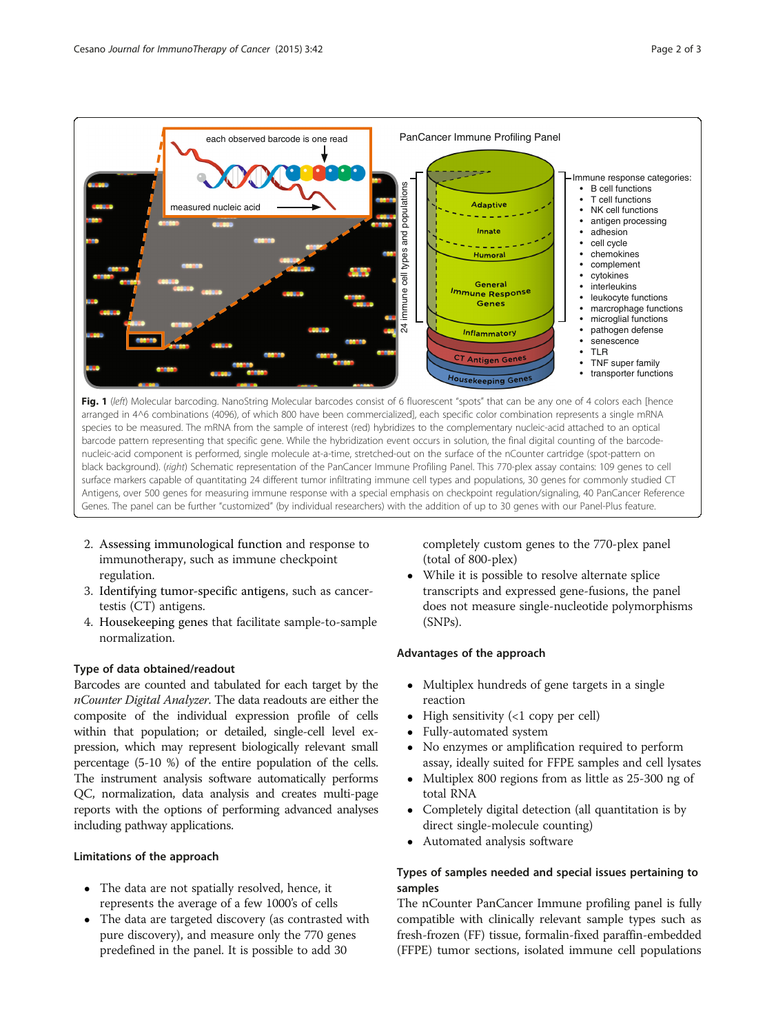Fig. 1 (*left*) Molecular barcoding. NanoString Molecular barcodes consist of 6 fluorescent "spots" that can be any one of 4 colors each [hence arranged in 4^6 combinations (4096), of which 800 have been commercialized], each specific color combination represents a single mRNA species to be measured. The mRNA from the sample of interest (red) hybridizes to the complementary nucleic-acid attached to an optical barcode pattern representing that specific gene. While the hybridization event occurs in solution, the final digital counting of the barcode-nucleic-acid component is performed, single molecule at-a-time, stretched-out on the surface of the nCounter cartridge (spot-pattern on black background). (*right*) Schematic representation of the PanCancer Immune Profiling Panel. This 770-plex assay contains: 109 genes to cell surface markers capable of quantitating 24 different tumor infiltrating immune cell types and populations, 30 genes for commonly studied CT Antigens, over 500 genes for measuring immune response with a special emphasis on checkpoint regulation/signaling, 40 PanCancer Reference Genes. The panel can be further "customized" (by individual researchers) with the addition of up to 30 genes with our Panel-Plus feature.

2. Assessing immunological function and response to immunotherapy, such as immune checkpoint regulation.
3. Identifying tumor-specific antigens, such as cancer-testis (CT) antigens.
4. Housekeeping genes that facilitate sample-to-sample normalization.

### Type of data obtained/readout

Barcodes are counted and tabulated for each target by the *nCounter Digital Analyzer*. The data readouts are either the composite of the individual expression profile of cells within that population; or detailed, single-cell level expression, which may represent biologically relevant small percentage (5-10 %) of the entire population of the cells. The instrument analysis software automatically performs QC, normalization, data analysis and creates multi-page reports with the options of performing advanced analyses including pathway applications.

### Limitations of the approach

- The data are not spatially resolved, hence, it represents the average of a few 1000's of cells
- The data are targeted discovery (as contrasted with pure discovery), and measure only the 770 genes predefined in the panel. It is possible to add 30 completely custom genes to the 770-plex panel (total of 800-plex)
- While it is possible to resolve alternate splice transcripts and expressed gene-fusions, the panel does not measure single-nucleotide polymorphisms (SNPs).

### Advantages of the approach

- Multiplex hundreds of gene targets in a single reaction
- High sensitivity (<1 copy per cell)
- Fully-automated system
- No enzymes or amplification required to perform assay, ideally suited for FFPE samples and cell lysates
- Multiplex 800 regions from as little as 25-300 ng of total RNA
- Completely digital detection (all quantitation is by direct single-molecule counting)
- Automated analysis software

### Types of samples needed and special issues pertaining to samples

The nCounter PanCancer Immune profiling panel is fully compatible with clinically relevant sample types such as fresh-frozen (FF) tissue, formalin-fixed paraffin-embedded (FFPE) tumor sections, isolated immune cell populations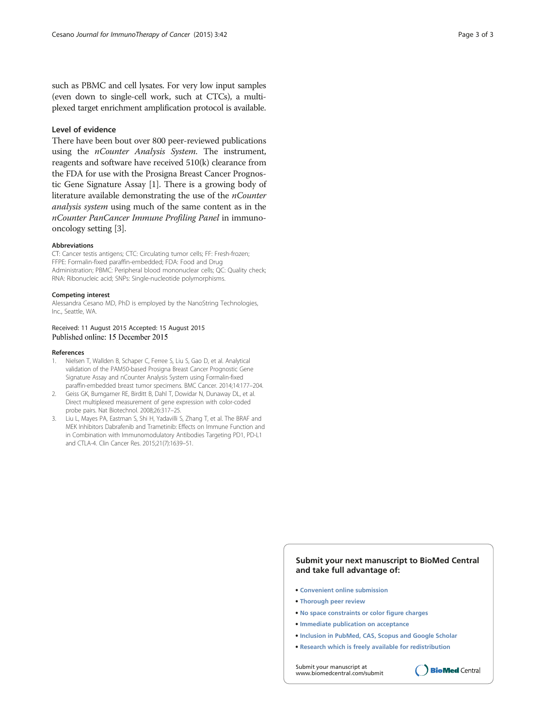such as PBMC and cell lysates. For very low input samples (even down to single-cell work, such at CTCs), a multiplexed target enrichment amplification protocol is available.

### Level of evidence

There have been bout over 800 peer-reviewed publications using the *nCounter Analysis System*. The instrument, reagents and software have received 510(k) clearance from the FDA for use with the Prosigna Breast Cancer Prognostic Gene Signature Assay [1]. There is a growing body of literature available demonstrating the use of the *nCounter analysis system* using much of the same content as in the *nCounter PanCancer Immune Profiling Panel* in immuno-oncology setting [3].

#### Abbreviations

CT: Cancer testis antigens; CTC: Circulating tumor cells; FF: Fresh-frozen; FFPE: Formalin-fixed paraffin-embedded; FDA: Food and Drug Administration; PBMC: Peripheral blood mononuclear cells; QC: Quality check; RNA: Ribonucleic acid; SNPs: Single-nucleotide polymorphisms.

#### Competing interest

Alessandra Cesano MD, PhD is employed by the NanoString Technologies, Inc., Seattle, WA.

Received: 11 August 2015 Accepted: 15 August 2015
Published online: 15 December 2015

#### References

1. Nielsen T, Wallden B, Schaper C, Ferree S, Liu S, Gao D, et al. Analytical validation of the PAM50-based Prosigna Breast Cancer Prognostic Gene Signature Assay and nCounter Analysis System using Formalin-fixed paraffin-embedded breast tumor specimens. BMC Cancer. 2014;14:177–204.
2. Geiss GK, Bumgarner RE, Birditt B, Dahl T, Dowidar N, Dunaway DL, et al. Direct multiplexed measurement of gene expression with color-coded probe pairs. Nat Biotechnol. 2008;26:317–25.
3. Liu L, Mayes PA, Eastman S, Shi H, Yadavilli S, Zhang T, et al. The BRAF and MEK Inhibitors Dabrafenib and Trametinib: Effects on Immune Function and in Combination with Immunomodulatory Antibodies Targeting PD1, PD-L1 and CTLA-4. Clin Cancer Res. 2015;21(7):1639–51.

**Submit your next manuscript to BioMed Central and take full advantage of:**

- **Convenient online submission**
- **Thorough peer review**
- **No space constraints or color figure charges**
- **Immediate publication on acceptance**
- **Inclusion in PubMed, CAS, Scopus and Google Scholar**
- **Research which is freely available for redistribution**

Submit your manuscript at
www.biomedcentral.com/submit

BioMed Central